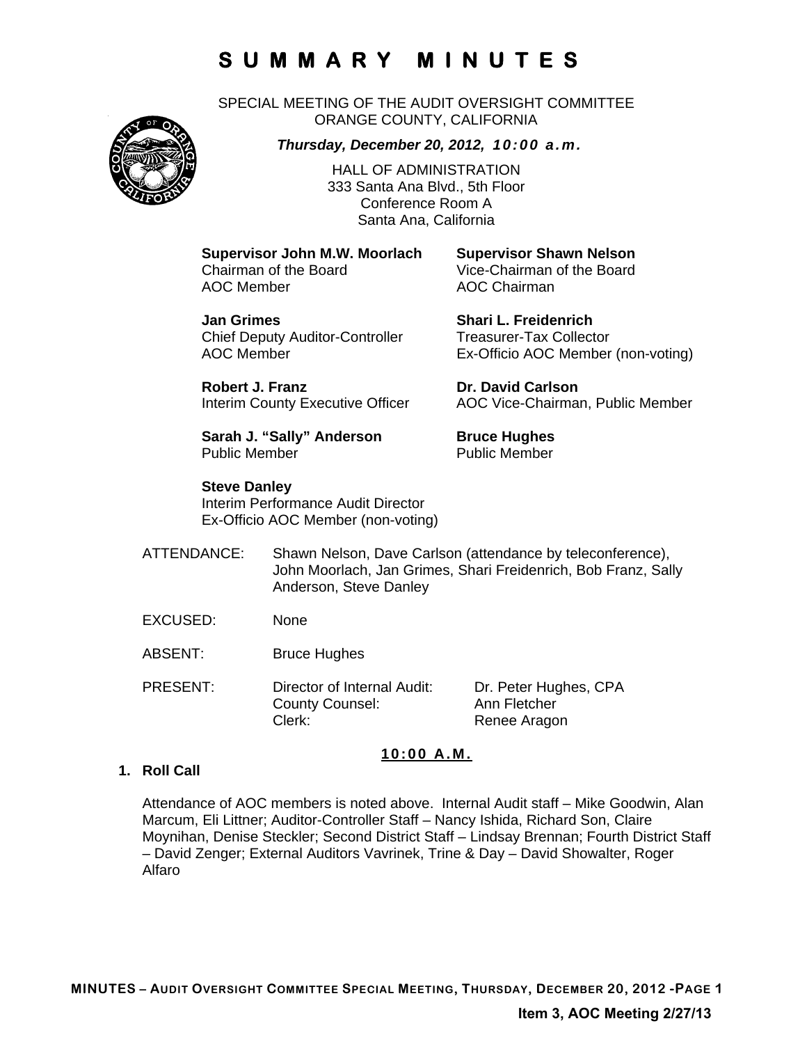# SUMMARY MINUTES

SPECIAL MEETING OF THE AUDIT OVERSIGHT COMMITTEE
ORANGE COUNTY, CALIFORNIA

***Thursday, December 20, 2012, 10:00 a.m.***

HALL OF ADMINISTRATION
333 Santa Ana Blvd., 5th Floor
Conference Room A
Santa Ana, California

**Supervisor John M.W. Moorlach**
Chairman of the Board
AOC Member

**Supervisor Shawn Nelson**
Vice-Chairman of the Board
AOC Chairman

**Jan Grimes**
Chief Deputy Auditor-Controller
AOC Member

**Shari L. Freidenrich**
Treasurer-Tax Collector
Ex-Officio AOC Member (non-voting)

**Robert J. Franz**
Interim County Executive Officer

**Dr. David Carlson**
AOC Vice-Chairman, Public Member

**Sarah J. "Sally" Anderson**
Public Member

**Bruce Hughes**
Public Member

**Steve Danley**
Interim Performance Audit Director
Ex-Officio AOC Member (non-voting)

ATTENDANCE: Shawn Nelson, Dave Carlson (attendance by teleconference), John Moorlach, Jan Grimes, Shari Freidenrich, Bob Franz, Sally Anderson, Steve Danley

EXCUSED: None

ABSENT: Bruce Hughes

| PRESENT: | | |
|---|---|---|
| | Director of Internal Audit: | Dr. Peter Hughes, CPA |
| | County Counsel: | Ann Fletcher |
| | Clerk: | Renee Aragon |

**10:00 A.M.**

**1. Roll Call**

Attendance of AOC members is noted above. Internal Audit staff – Mike Goodwin, Alan Marcum, Eli Littner; Auditor-Controller Staff – Nancy Ishida, Richard Son, Claire Moynihan, Denise Steckler; Second District Staff – Lindsay Brennan; Fourth District Staff – David Zenger; External Auditors Vavrinek, Trine & Day – David Showalter, Roger Alfaro

Item 3, AOC Meeting 2/27/13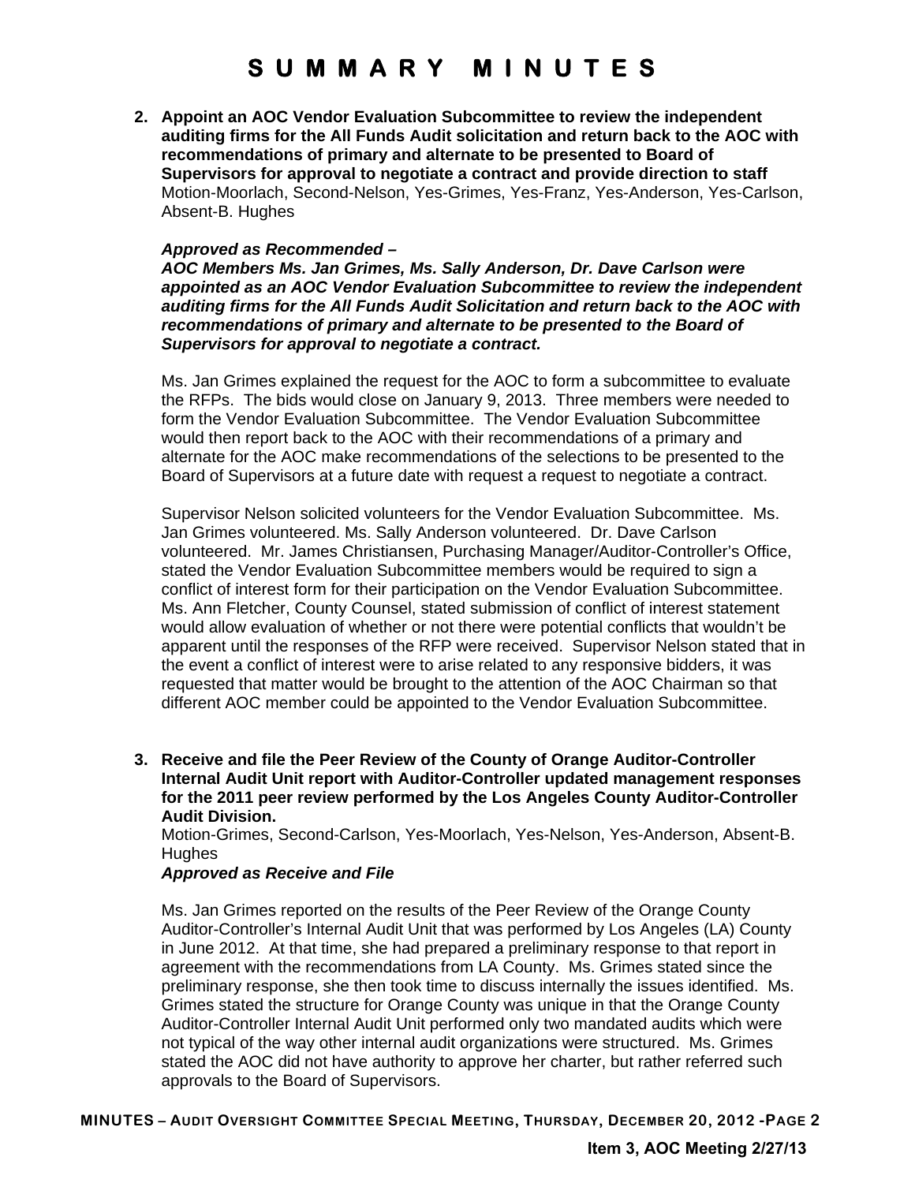# SUMMARY MINUTES

2. **Appoint an AOC Vendor Evaluation Subcommittee to review the independent auditing firms for the All Funds Audit solicitation and return back to the AOC with recommendations of primary and alternate to be presented to Board of Supervisors for approval to negotiate a contract and provide direction to staff**
   Motion-Moorlach, Second-Nelson, Yes-Grimes, Yes-Franz, Yes-Anderson, Yes-Carlson, Absent-B. Hughes

   ***Approved as Recommended –***
   ***AOC Members Ms. Jan Grimes, Ms. Sally Anderson, Dr. Dave Carlson were appointed as an AOC Vendor Evaluation Subcommittee to review the independent auditing firms for the All Funds Audit Solicitation and return back to the AOC with recommendations of primary and alternate to be presented to the Board of Supervisors for approval to negotiate a contract.***

   Ms. Jan Grimes explained the request for the AOC to form a subcommittee to evaluate the RFPs. The bids would close on January 9, 2013. Three members were needed to form the Vendor Evaluation Subcommittee. The Vendor Evaluation Subcommittee would then report back to the AOC with their recommendations of a primary and alternate for the AOC make recommendations of the selections to be presented to the Board of Supervisors at a future date with request a request to negotiate a contract.

   Supervisor Nelson solicited volunteers for the Vendor Evaluation Subcommittee. Ms. Jan Grimes volunteered. Ms. Sally Anderson volunteered. Dr. Dave Carlson volunteered. Mr. James Christiansen, Purchasing Manager/Auditor-Controller's Office, stated the Vendor Evaluation Subcommittee members would be required to sign a conflict of interest form for their participation on the Vendor Evaluation Subcommittee. Ms. Ann Fletcher, County Counsel, stated submission of conflict of interest statement would allow evaluation of whether or not there were potential conflicts that wouldn't be apparent until the responses of the RFP were received. Supervisor Nelson stated that in the event a conflict of interest were to arise related to any responsive bidders, it was requested that matter would be brought to the attention of the AOC Chairman so that different AOC member could be appointed to the Vendor Evaluation Subcommittee.

3. **Receive and file the Peer Review of the County of Orange Auditor-Controller Internal Audit Unit report with Auditor-Controller updated management responses for the 2011 peer review performed by the Los Angeles County Auditor-Controller Audit Division.**
   Motion-Grimes, Second-Carlson, Yes-Moorlach, Yes-Nelson, Yes-Anderson, Absent-B. Hughes
   ***Approved as Receive and File***

   Ms. Jan Grimes reported on the results of the Peer Review of the Orange County Auditor-Controller's Internal Audit Unit that was performed by Los Angeles (LA) County in June 2012. At that time, she had prepared a preliminary response to that report in agreement with the recommendations from LA County. Ms. Grimes stated since the preliminary response, she then took time to discuss internally the issues identified. Ms. Grimes stated the structure for Orange County was unique in that the Orange County Auditor-Controller Internal Audit Unit performed only two mandated audits which were not typical of the way other internal audit organizations were structured. Ms. Grimes stated the AOC did not have authority to approve her charter, but rather referred such approvals to the Board of Supervisors.

**MINUTES – AUDIT OVERSIGHT COMMITTEE SPECIAL MEETING, THURSDAY, DECEMBER 20, 2012**

**Item 3, AOC Meeting 2/27/13**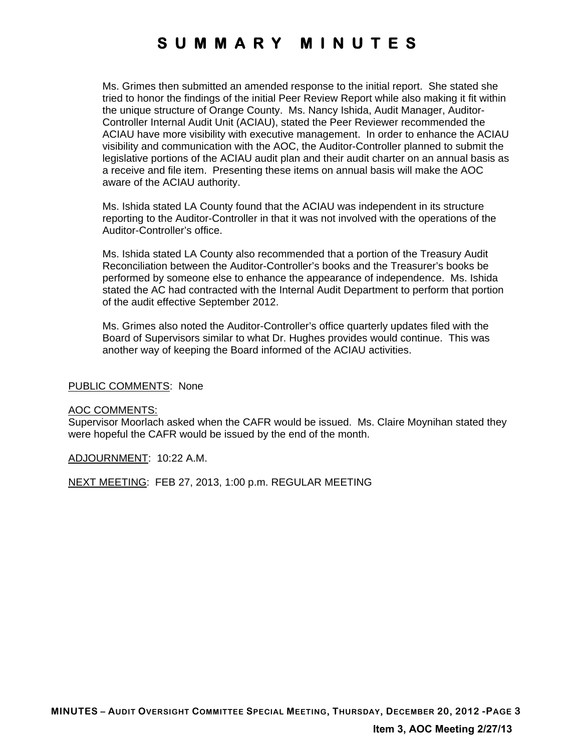Ms. Grimes then submitted an amended response to the initial report. She stated she tried to honor the findings of the initial Peer Review Report while also making it fit within the unique structure of Orange County. Ms. Nancy Ishida, Audit Manager, Auditor-Controller Internal Audit Unit (ACIAU), stated the Peer Reviewer recommended the ACIAU have more visibility with executive management. In order to enhance the ACIAU visibility and communication with the AOC, the Auditor-Controller planned to submit the legislative portions of the ACIAU audit plan and their audit charter on an annual basis as a receive and file item. Presenting these items on annual basis will make the AOC aware of the ACIAU authority.

Ms. Ishida stated LA County found that the ACIAU was independent in its structure reporting to the Auditor-Controller in that it was not involved with the operations of the Auditor-Controller's office.

Ms. Ishida stated LA County also recommended that a portion of the Treasury Audit Reconciliation between the Auditor-Controller's books and the Treasurer's books be performed by someone else to enhance the appearance of independence. Ms. Ishida stated the AC had contracted with the Internal Audit Department to perform that portion of the audit effective September 2012.

Ms. Grimes also noted the Auditor-Controller's office quarterly updates filed with the Board of Supervisors similar to what Dr. Hughes provides would continue. This was another way of keeping the Board informed of the ACIAU activities.

PUBLIC COMMENTS: None

AOC COMMENTS:
Supervisor Moorlach asked when the CAFR would be issued. Ms. Claire Moynihan stated they were hopeful the CAFR would be issued by the end of the month.

ADJOURNMENT: 10:22 A.M.

NEXT MEETING: FEB 27, 2013, 1:00 p.m. REGULAR MEETING

Item 3, AOC Meeting 2/27/13